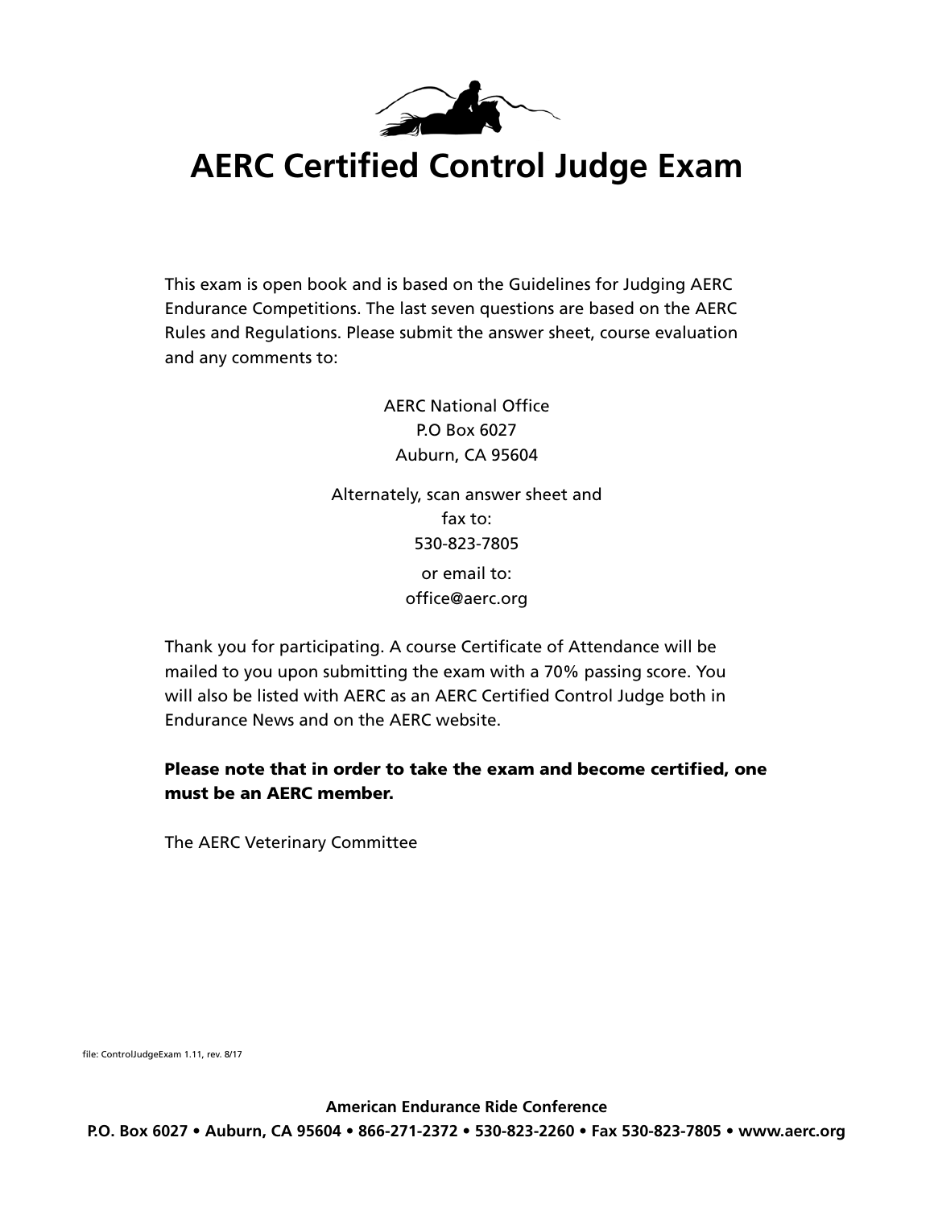# AERC Certified Control Judge Exam

This exam is open book and is based on the Guidelines for Judging AERC Endurance Competitions. The last seven questions are based on the AERC Rules and Regulations. Please submit the answer sheet, course evaluation and any comments to:

AERC National Office
P.O Box 6027
Auburn, CA 95604

Alternately, scan answer sheet and fax to:
530-823-7805

or email to:
office@aerc.org

Thank you for participating. A course Certificate of Attendance will be mailed to you upon submitting the exam with a 70% passing score. You will also be listed with AERC as an AERC Certified Control Judge both in Endurance News and on the AERC website.

**Please note that in order to take the exam and become certified, one must be an AERC member.**

The AERC Veterinary Committee

file: ControlJudgeExam 1.11, rev. 8/17

**American Endurance Ride Conference**

**P.O. Box 6027 • Auburn, CA 95604 • 866-271-2372 • 530-823-2260 • Fax 530-823-7805 • www.aerc.org**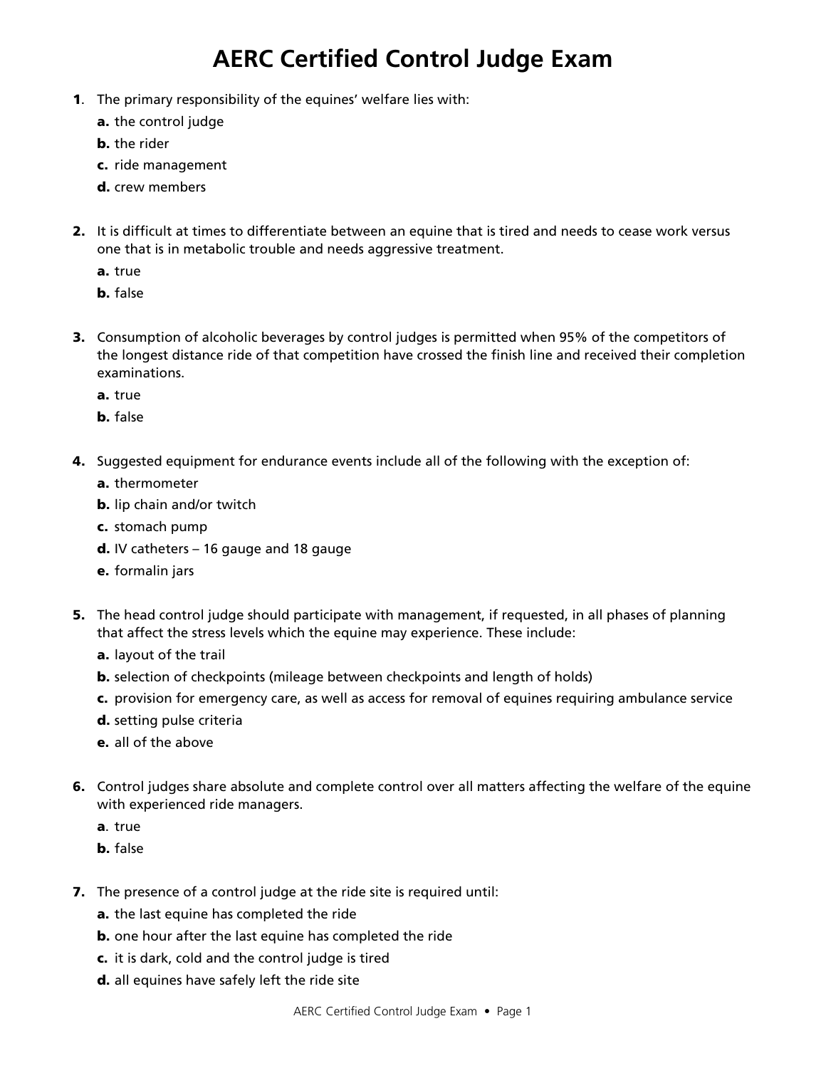# AERC Certified Control Judge Exam

1. The primary responsibility of the equines' welfare lies with:
   - **a.** the control judge
   - **b.** the rider
   - **c.** ride management
   - **d.** crew members

2. It is difficult at times to differentiate between an equine that is tired and needs to cease work versus one that is in metabolic trouble and needs aggressive treatment.
   - **a.** true
   - **b.** false

3. Consumption of alcoholic beverages by control judges is permitted when 95% of the competitors of the longest distance ride of that competition have crossed the finish line and received their completion examinations.
   - **a.** true
   - **b.** false

4. Suggested equipment for endurance events include all of the following with the exception of:
   - **a.** thermometer
   - **b.** lip chain and/or twitch
   - **c.** stomach pump
   - **d.** IV catheters – 16 gauge and 18 gauge
   - **e.** formalin jars

5. The head control judge should participate with management, if requested, in all phases of planning that affect the stress levels which the equine may experience. These include:
   - **a.** layout of the trail
   - **b.** selection of checkpoints (mileage between checkpoints and length of holds)
   - **c.** provision for emergency care, as well as access for removal of equines requiring ambulance service
   - **d.** setting pulse criteria
   - **e.** all of the above

6. Control judges share absolute and complete control over all matters affecting the welfare of the equine with experienced ride managers.
   - **a.** true
   - **b.** false

7. The presence of a control judge at the ride site is required until:
   - **a.** the last equine has completed the ride
   - **b.** one hour after the last equine has completed the ride
   - **c.** it is dark, cold and the control judge is tired
   - **d.** all equines have safely left the ride site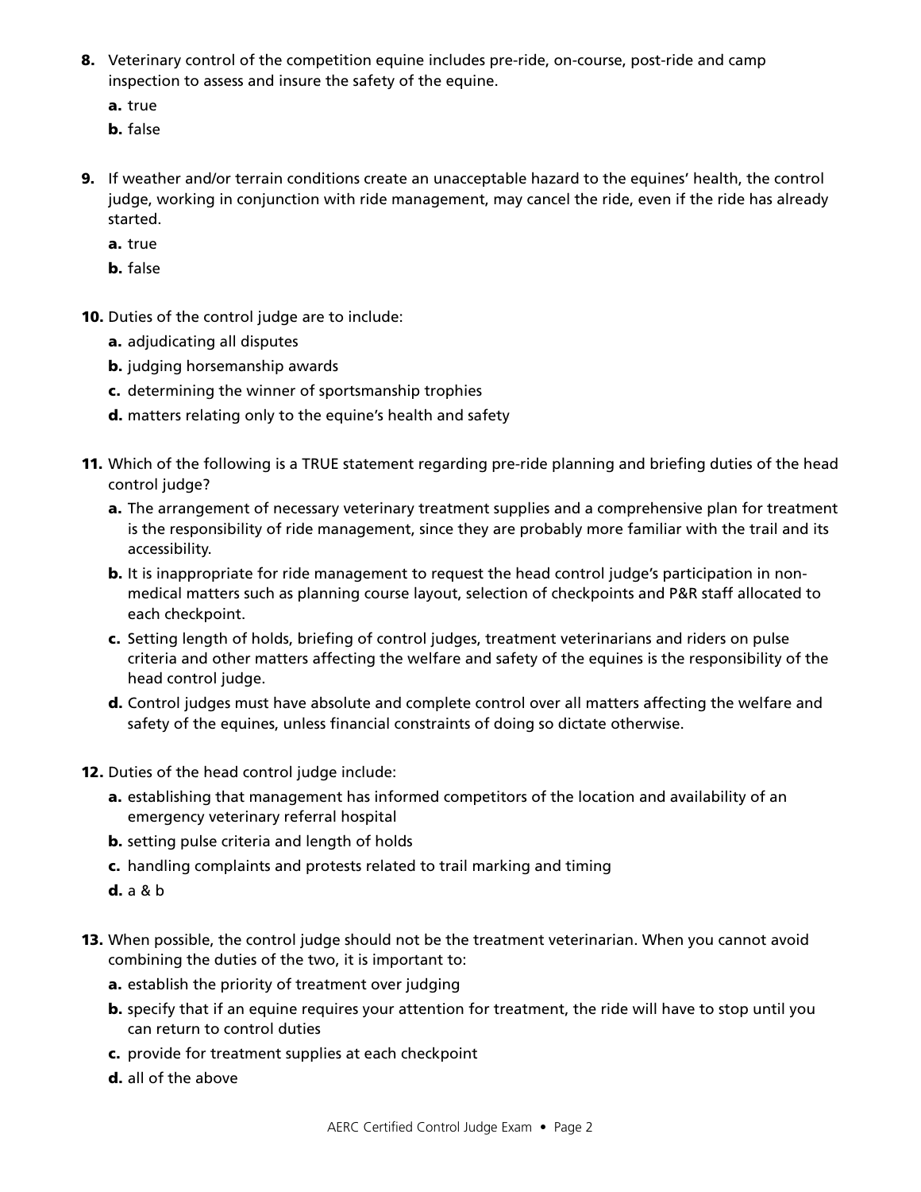**8.** Veterinary control of the competition equine includes pre-ride, on-course, post-ride and camp inspection to assess and insure the safety of the equine.

**a.** true

**b.** false

**9.** If weather and/or terrain conditions create an unacceptable hazard to the equines' health, the control judge, working in conjunction with ride management, may cancel the ride, even if the ride has already started.

**a.** true

**b.** false

**10.** Duties of the control judge are to include:

**a.** adjudicating all disputes

**b.** judging horsemanship awards

**c.** determining the winner of sportsmanship trophies

**d.** matters relating only to the equine's health and safety

**11.** Which of the following is a TRUE statement regarding pre-ride planning and briefing duties of the head control judge?

**a.** The arrangement of necessary veterinary treatment supplies and a comprehensive plan for treatment is the responsibility of ride management, since they are probably more familiar with the trail and its accessibility.

**b.** It is inappropriate for ride management to request the head control judge's participation in non-medical matters such as planning course layout, selection of checkpoints and P&R staff allocated to each checkpoint.

**c.** Setting length of holds, briefing of control judges, treatment veterinarians and riders on pulse criteria and other matters affecting the welfare and safety of the equines is the responsibility of the head control judge.

**d.** Control judges must have absolute and complete control over all matters affecting the welfare and safety of the equines, unless financial constraints of doing so dictate otherwise.

**12.** Duties of the head control judge include:

**a.** establishing that management has informed competitors of the location and availability of an emergency veterinary referral hospital

**b.** setting pulse criteria and length of holds

**c.** handling complaints and protests related to trail marking and timing

**d.** a & b

**13.** When possible, the control judge should not be the treatment veterinarian. When you cannot avoid combining the duties of the two, it is important to:

**a.** establish the priority of treatment over judging

**b.** specify that if an equine requires your attention for treatment, the ride will have to stop until you can return to control duties

**c.** provide for treatment supplies at each checkpoint

**d.** all of the above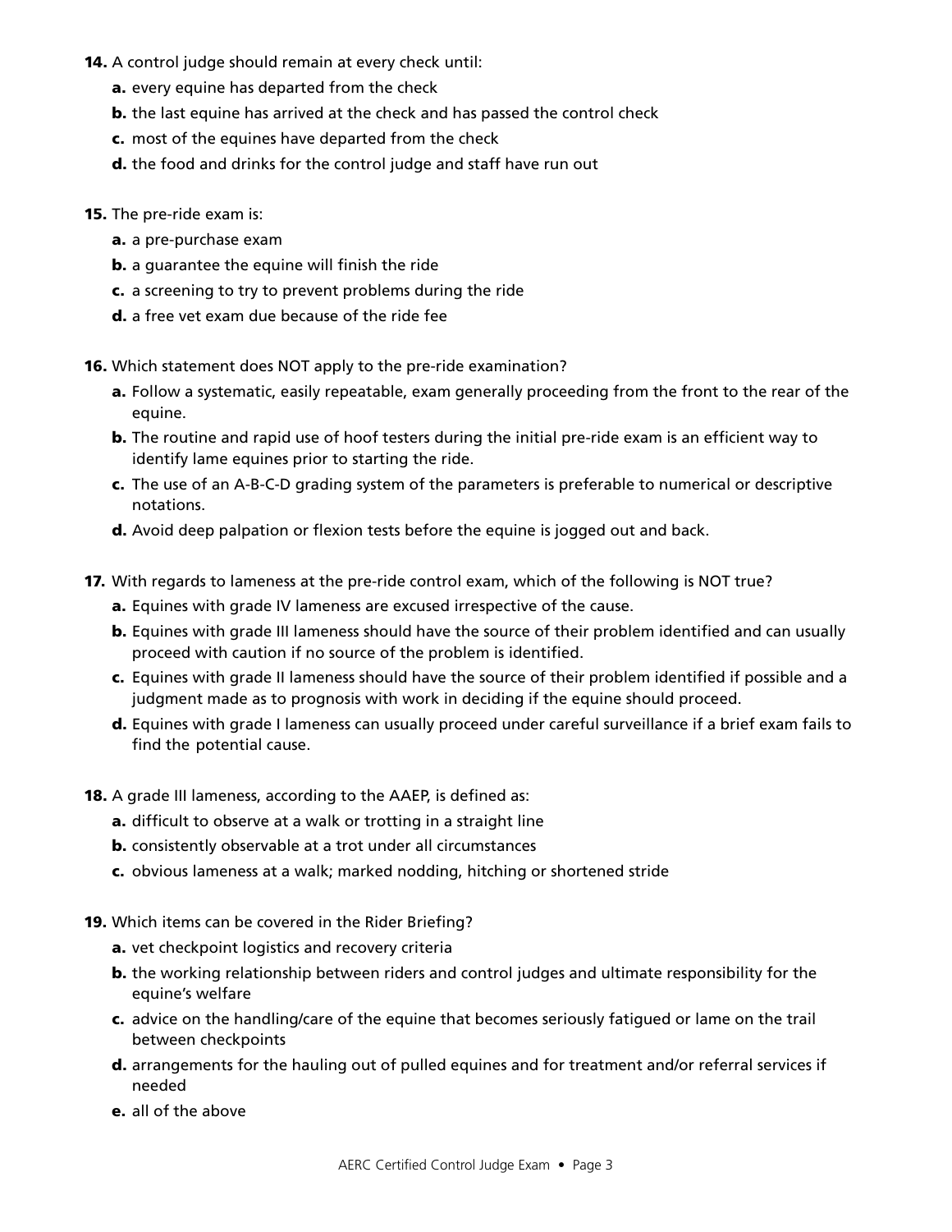**14.** A control judge should remain at every check until:

- **a.** every equine has departed from the check
- **b.** the last equine has arrived at the check and has passed the control check
- **c.** most of the equines have departed from the check
- **d.** the food and drinks for the control judge and staff have run out

**15.** The pre-ride exam is:

- **a.** a pre-purchase exam
- **b.** a guarantee the equine will finish the ride
- **c.** a screening to try to prevent problems during the ride
- **d.** a free vet exam due because of the ride fee

**16.** Which statement does NOT apply to the pre-ride examination?

- **a.** Follow a systematic, easily repeatable, exam generally proceeding from the front to the rear of the equine.
- **b.** The routine and rapid use of hoof testers during the initial pre-ride exam is an efficient way to identify lame equines prior to starting the ride.
- **c.** The use of an A-B-C-D grading system of the parameters is preferable to numerical or descriptive notations.
- **d.** Avoid deep palpation or flexion tests before the equine is jogged out and back.

**17.** With regards to lameness at the pre-ride control exam, which of the following is NOT true?

- **a.** Equines with grade IV lameness are excused irrespective of the cause.
- **b.** Equines with grade III lameness should have the source of their problem identified and can usually proceed with caution if no source of the problem is identified.
- **c.** Equines with grade II lameness should have the source of their problem identified if possible and a judgment made as to prognosis with work in deciding if the equine should proceed.
- **d.** Equines with grade I lameness can usually proceed under careful surveillance if a brief exam fails to find the potential cause.

**18.** A grade III lameness, according to the AAEP, is defined as:

- **a.** difficult to observe at a walk or trotting in a straight line
- **b.** consistently observable at a trot under all circumstances
- **c.** obvious lameness at a walk; marked nodding, hitching or shortened stride

**19.** Which items can be covered in the Rider Briefing?

- **a.** vet checkpoint logistics and recovery criteria
- **b.** the working relationship between riders and control judges and ultimate responsibility for the equine's welfare
- **c.** advice on the handling/care of the equine that becomes seriously fatigued or lame on the trail between checkpoints
- **d.** arrangements for the hauling out of pulled equines and for treatment and/or referral services if needed
- **e.** all of the above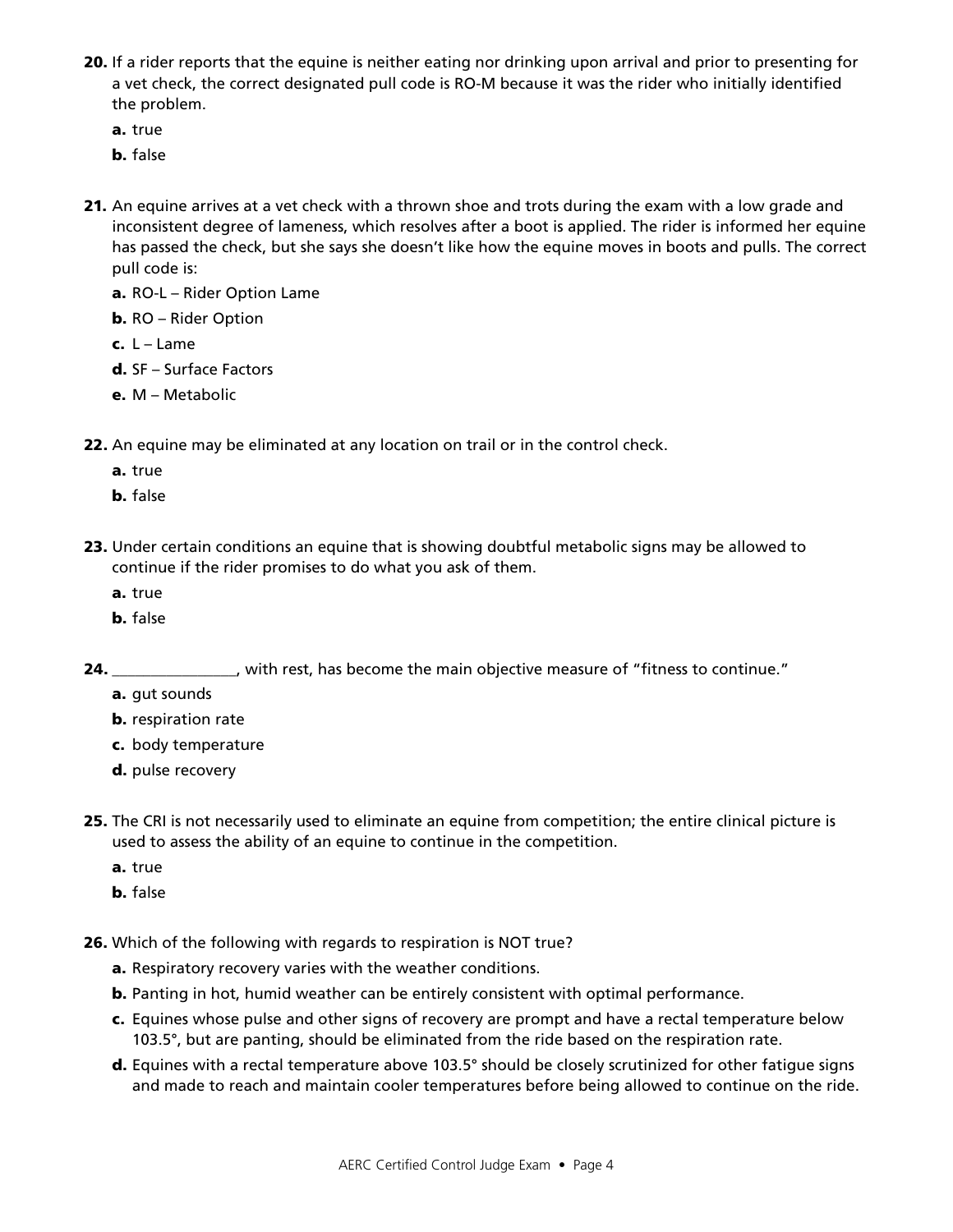**20.** If a rider reports that the equine is neither eating nor drinking upon arrival and prior to presenting for a vet check, the correct designated pull code is RO-M because it was the rider who initially identified the problem.

**a.** true

**b.** false

**21.** An equine arrives at a vet check with a thrown shoe and trots during the exam with a low grade and inconsistent degree of lameness, which resolves after a boot is applied. The rider is informed her equine has passed the check, but she says she doesn't like how the equine moves in boots and pulls. The correct pull code is:

**a.** RO-L – Rider Option Lame

**b.** RO – Rider Option

**c.** L – Lame

**d.** SF – Surface Factors

**e.** M – Metabolic

**22.** An equine may be eliminated at any location on trail or in the control check.

**a.** true

**b.** false

**23.** Under certain conditions an equine that is showing doubtful metabolic signs may be allowed to continue if the rider promises to do what you ask of them.

**a.** true

**b.** false

**24.** _______________, with rest, has become the main objective measure of "fitness to continue."

**a.** gut sounds

**b.** respiration rate

**c.** body temperature

**d.** pulse recovery

**25.** The CRI is not necessarily used to eliminate an equine from competition; the entire clinical picture is used to assess the ability of an equine to continue in the competition.

**a.** true

**b.** false

**26.** Which of the following with regards to respiration is NOT true?

**a.** Respiratory recovery varies with the weather conditions.

**b.** Panting in hot, humid weather can be entirely consistent with optimal performance.

**c.** Equines whose pulse and other signs of recovery are prompt and have a rectal temperature below 103.5°, but are panting, should be eliminated from the ride based on the respiration rate.

**d.** Equines with a rectal temperature above 103.5° should be closely scrutinized for other fatigue signs and made to reach and maintain cooler temperatures before being allowed to continue on the ride.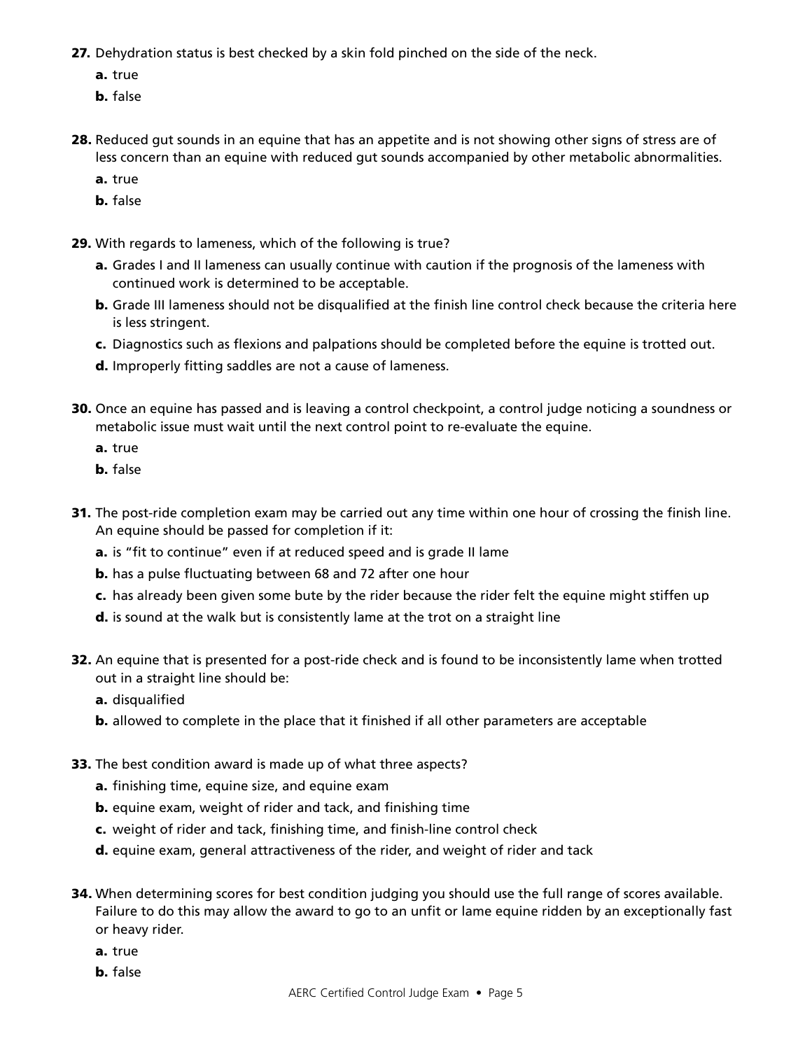**27.** Dehydration status is best checked by a skin fold pinched on the side of the neck.

- **a.** true
- **b.** false

**28.** Reduced gut sounds in an equine that has an appetite and is not showing other signs of stress are of less concern than an equine with reduced gut sounds accompanied by other metabolic abnormalities.

- **a.** true
- **b.** false

**29.** With regards to lameness, which of the following is true?

- **a.** Grades I and II lameness can usually continue with caution if the prognosis of the lameness with continued work is determined to be acceptable.
- **b.** Grade III lameness should not be disqualified at the finish line control check because the criteria here is less stringent.
- **c.** Diagnostics such as flexions and palpations should be completed before the equine is trotted out.
- **d.** Improperly fitting saddles are not a cause of lameness.

**30.** Once an equine has passed and is leaving a control checkpoint, a control judge noticing a soundness or metabolic issue must wait until the next control point to re-evaluate the equine.

- **a.** true
- **b.** false

**31.** The post-ride completion exam may be carried out any time within one hour of crossing the finish line. An equine should be passed for completion if it:

- **a.** is "fit to continue" even if at reduced speed and is grade II lame
- **b.** has a pulse fluctuating between 68 and 72 after one hour
- **c.** has already been given some bute by the rider because the rider felt the equine might stiffen up
- **d.** is sound at the walk but is consistently lame at the trot on a straight line

**32.** An equine that is presented for a post-ride check and is found to be inconsistently lame when trotted out in a straight line should be:

- **a.** disqualified
- **b.** allowed to complete in the place that it finished if all other parameters are acceptable

**33.** The best condition award is made up of what three aspects?

- **a.** finishing time, equine size, and equine exam
- **b.** equine exam, weight of rider and tack, and finishing time
- **c.** weight of rider and tack, finishing time, and finish-line control check
- **d.** equine exam, general attractiveness of the rider, and weight of rider and tack

**34.** When determining scores for best condition judging you should use the full range of scores available. Failure to do this may allow the award to go to an unfit or lame equine ridden by an exceptionally fast or heavy rider.

- **a.** true
- **b.** false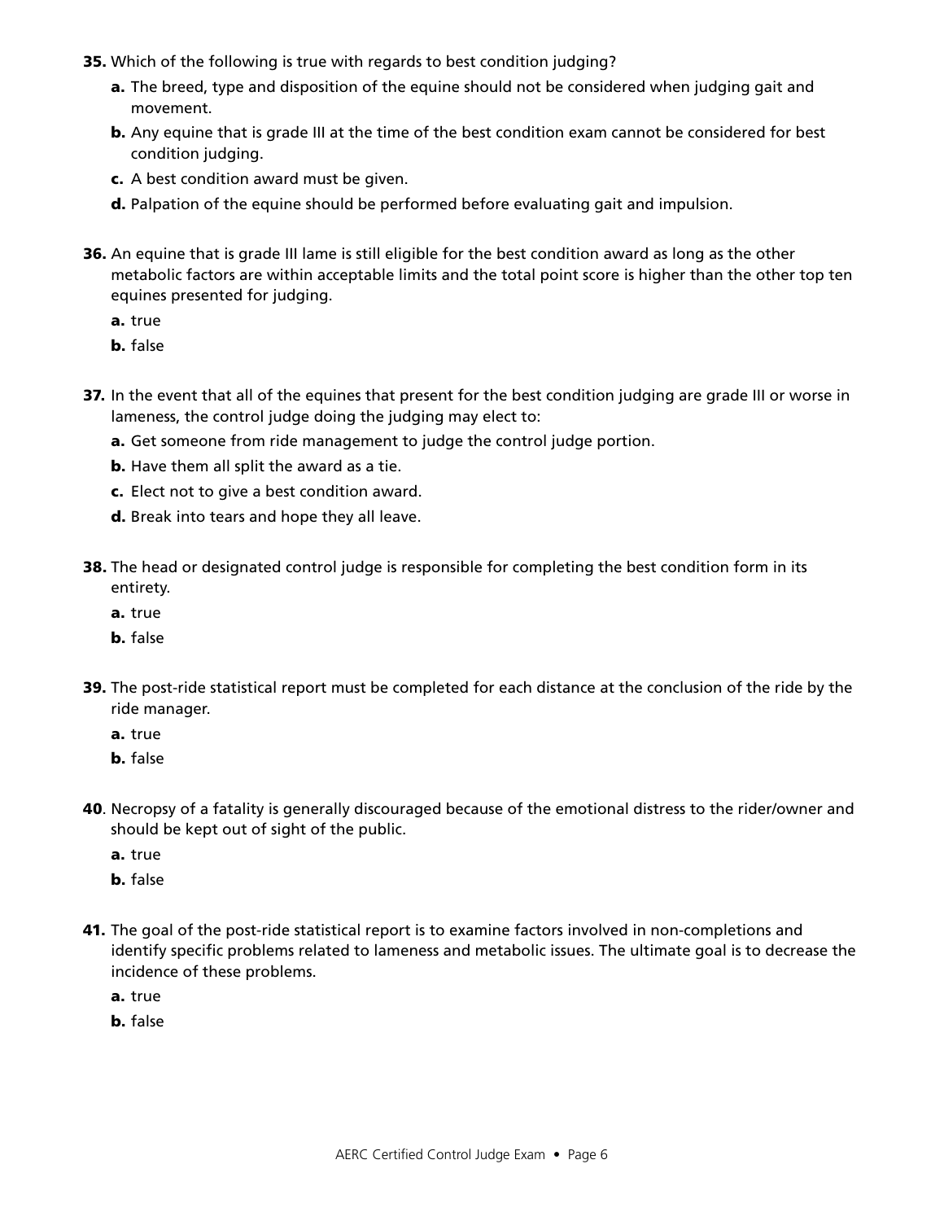**35.** Which of the following is true with regards to best condition judging?

- **a.** The breed, type and disposition of the equine should not be considered when judging gait and movement.
- **b.** Any equine that is grade III at the time of the best condition exam cannot be considered for best condition judging.
- **c.** A best condition award must be given.
- **d.** Palpation of the equine should be performed before evaluating gait and impulsion.

**36.** An equine that is grade III lame is still eligible for the best condition award as long as the other metabolic factors are within acceptable limits and the total point score is higher than the other top ten equines presented for judging.

- **a.** true
- **b.** false

**37.** In the event that all of the equines that present for the best condition judging are grade III or worse in lameness, the control judge doing the judging may elect to:

- **a.** Get someone from ride management to judge the control judge portion.
- **b.** Have them all split the award as a tie.
- **c.** Elect not to give a best condition award.
- **d.** Break into tears and hope they all leave.

**38.** The head or designated control judge is responsible for completing the best condition form in its entirety.

- **a.** true
- **b.** false

**39.** The post-ride statistical report must be completed for each distance at the conclusion of the ride by the ride manager.

- **a.** true
- **b.** false

**40**. Necropsy of a fatality is generally discouraged because of the emotional distress to the rider/owner and should be kept out of sight of the public.

- **a.** true
- **b.** false

**41.** The goal of the post-ride statistical report is to examine factors involved in non-completions and identify specific problems related to lameness and metabolic issues. The ultimate goal is to decrease the incidence of these problems.

- **a.** true
- **b.** false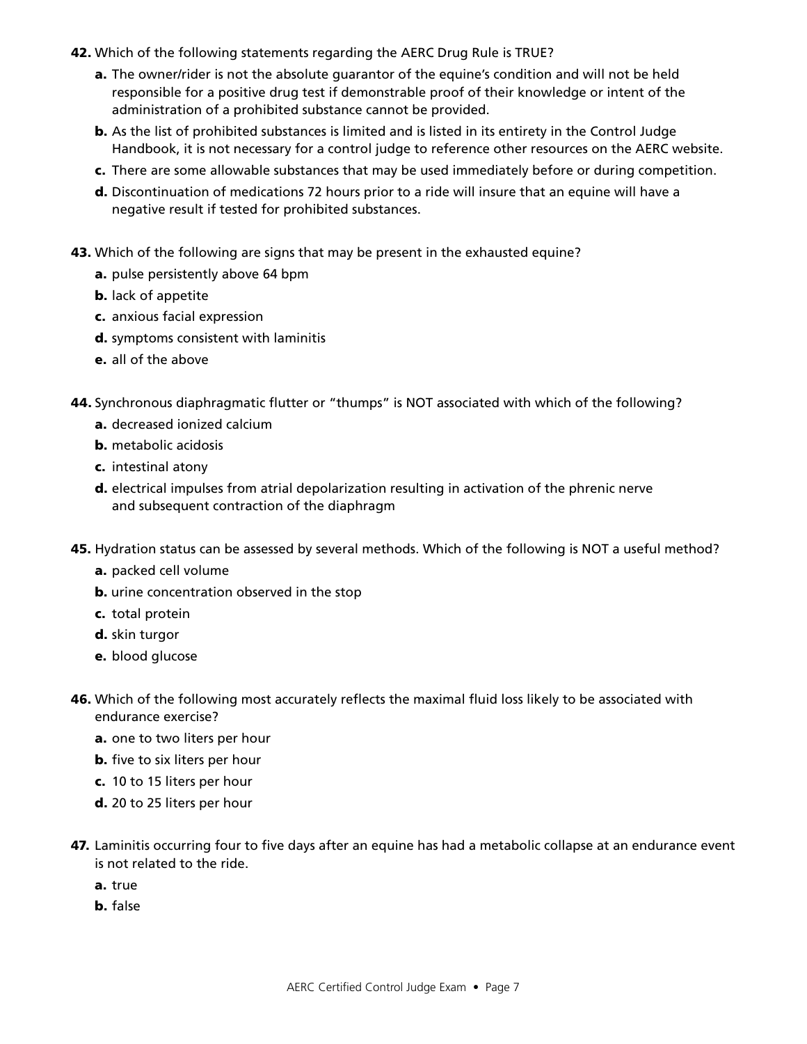**42.** Which of the following statements regarding the AERC Drug Rule is TRUE?

- **a.** The owner/rider is not the absolute guarantor of the equine's condition and will not be held responsible for a positive drug test if demonstrable proof of their knowledge or intent of the administration of a prohibited substance cannot be provided.
- **b.** As the list of prohibited substances is limited and is listed in its entirety in the Control Judge Handbook, it is not necessary for a control judge to reference other resources on the AERC website.
- **c.** There are some allowable substances that may be used immediately before or during competition.
- **d.** Discontinuation of medications 72 hours prior to a ride will insure that an equine will have a negative result if tested for prohibited substances.

**43.** Which of the following are signs that may be present in the exhausted equine?

- **a.** pulse persistently above 64 bpm
- **b.** lack of appetite
- **c.** anxious facial expression
- **d.** symptoms consistent with laminitis
- **e.** all of the above

**44.** Synchronous diaphragmatic flutter or "thumps" is NOT associated with which of the following?

- **a.** decreased ionized calcium
- **b.** metabolic acidosis
- **c.** intestinal atony
- **d.** electrical impulses from atrial depolarization resulting in activation of the phrenic nerve and subsequent contraction of the diaphragm

**45.** Hydration status can be assessed by several methods. Which of the following is NOT a useful method?

- **a.** packed cell volume
- **b.** urine concentration observed in the stop
- **c.** total protein
- **d.** skin turgor
- **e.** blood glucose

**46.** Which of the following most accurately reflects the maximal fluid loss likely to be associated with endurance exercise?

- **a.** one to two liters per hour
- **b.** five to six liters per hour
- **c.** 10 to 15 liters per hour
- **d.** 20 to 25 liters per hour

**47.** Laminitis occurring four to five days after an equine has had a metabolic collapse at an endurance event is not related to the ride.

- **a.** true
- **b.** false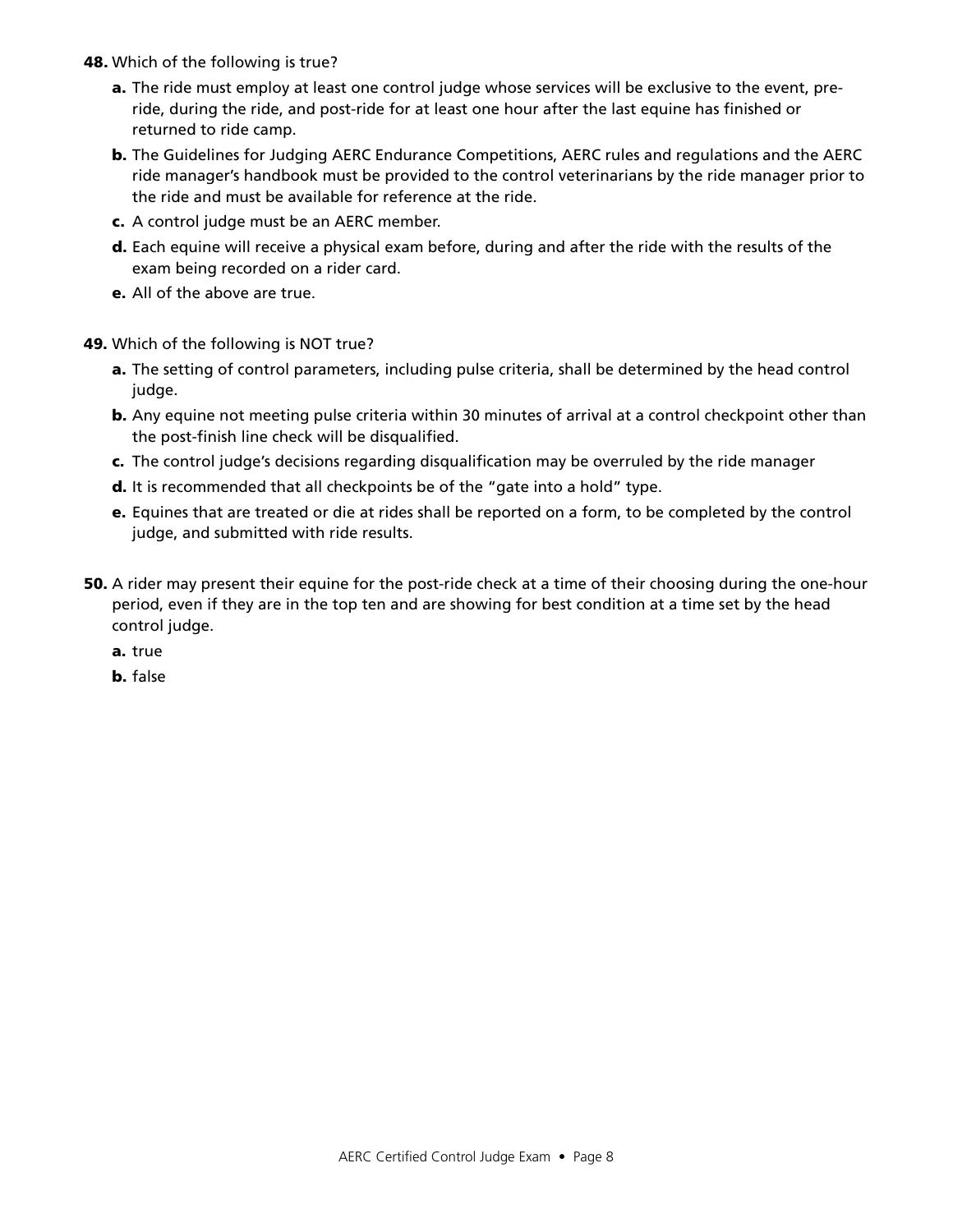**48.** Which of the following is true?

- **a.** The ride must employ at least one control judge whose services will be exclusive to the event, pre-ride, during the ride, and post-ride for at least one hour after the last equine has finished or returned to ride camp.
- **b.** The Guidelines for Judging AERC Endurance Competitions, AERC rules and regulations and the AERC ride manager's handbook must be provided to the control veterinarians by the ride manager prior to the ride and must be available for reference at the ride.
- **c.** A control judge must be an AERC member.
- **d.** Each equine will receive a physical exam before, during and after the ride with the results of the exam being recorded on a rider card.
- **e.** All of the above are true.

**49.** Which of the following is NOT true?

- **a.** The setting of control parameters, including pulse criteria, shall be determined by the head control judge.
- **b.** Any equine not meeting pulse criteria within 30 minutes of arrival at a control checkpoint other than the post-finish line check will be disqualified.
- **c.** The control judge's decisions regarding disqualification may be overruled by the ride manager
- **d.** It is recommended that all checkpoints be of the "gate into a hold" type.
- **e.** Equines that are treated or die at rides shall be reported on a form, to be completed by the control judge, and submitted with ride results.

**50.** A rider may present their equine for the post-ride check at a time of their choosing during the one-hour period, even if they are in the top ten and are showing for best condition at a time set by the head control judge.

- **a.** true
- **b.** false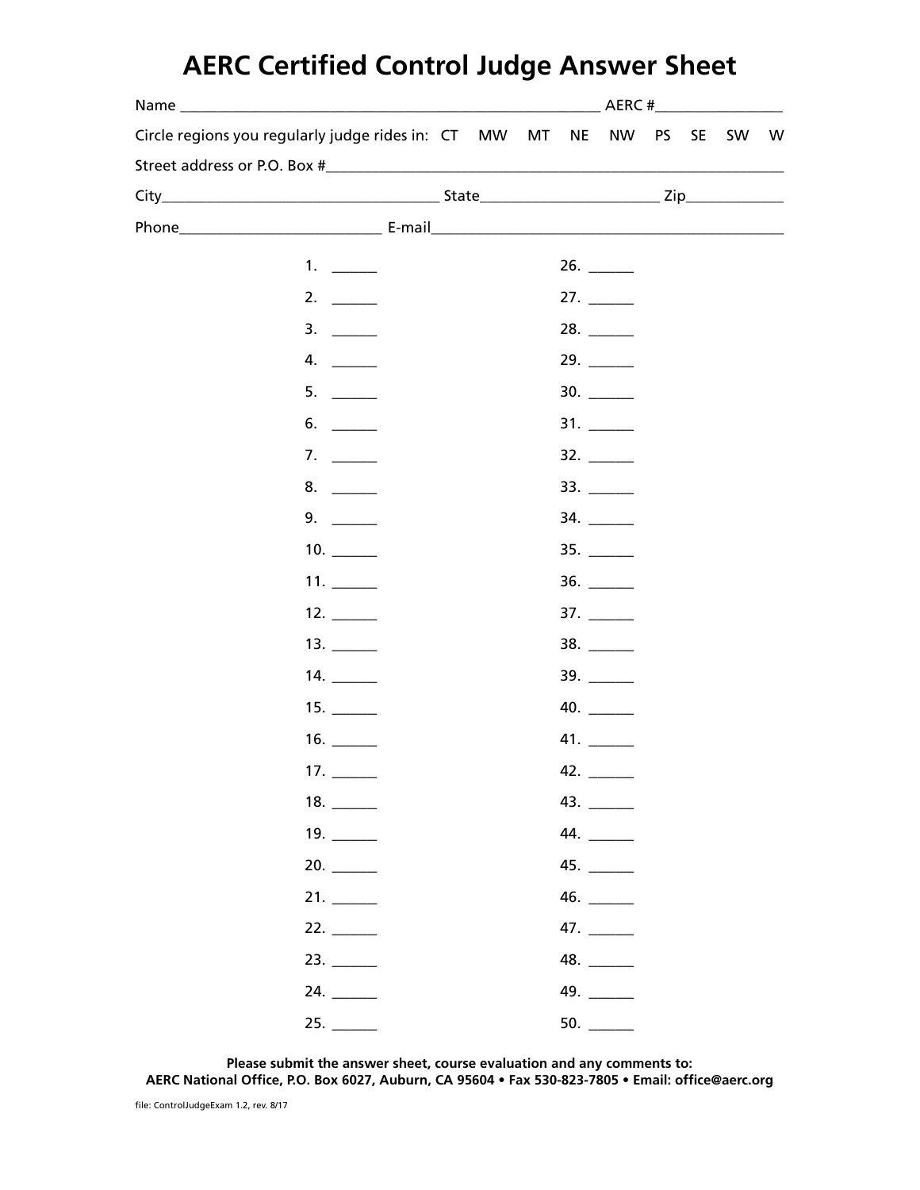# AERC Certified Control Judge Answer Sheet

Name ________________________________________________ AERC #_______________

Circle regions you regularly judge rides in: CT MW MT NE NW PS SE SW W

Street address or P.O. Box #___________________________________________________

City_________________________________ State_____________________ Zip____________

Phone_______________________ E-mail__________________________________________

| | |
|---|---|
| 1. ______ | 26. ______ |
| 2. ______ | 27. ______ |
| 3. ______ | 28. ______ |
| 4. ______ | 29. ______ |
| 5. ______ | 30. ______ |
| 6. ______ | 31. ______ |
| 7. ______ | 32. ______ |
| 8. ______ | 33. ______ |
| 9. ______ | 34. ______ |
| 10. ______ | 35. ______ |
| 11. ______ | 36. ______ |
| 12. ______ | 37. ______ |
| 13. ______ | 38. ______ |
| 14. ______ | 39. ______ |
| 15. ______ | 40. ______ |
| 16. ______ | 41. ______ |
| 17. ______ | 42. ______ |
| 18. ______ | 43. ______ |
| 19. ______ | 44. ______ |
| 20. ______ | 45. ______ |
| 21. ______ | 46. ______ |
| 22. ______ | 47. ______ |
| 23. ______ | 48. ______ |
| 24. ______ | 49. ______ |
| 25. ______ | 50. ______ |

**Please submit the answer sheet, course evaluation and any comments to:**
**AERC National Office, P.O. Box 6027, Auburn, CA 95604 • Fax 530-823-7805 • Email: office@aerc.org**

file: ControlJudgeExam 1.2, rev. 8/17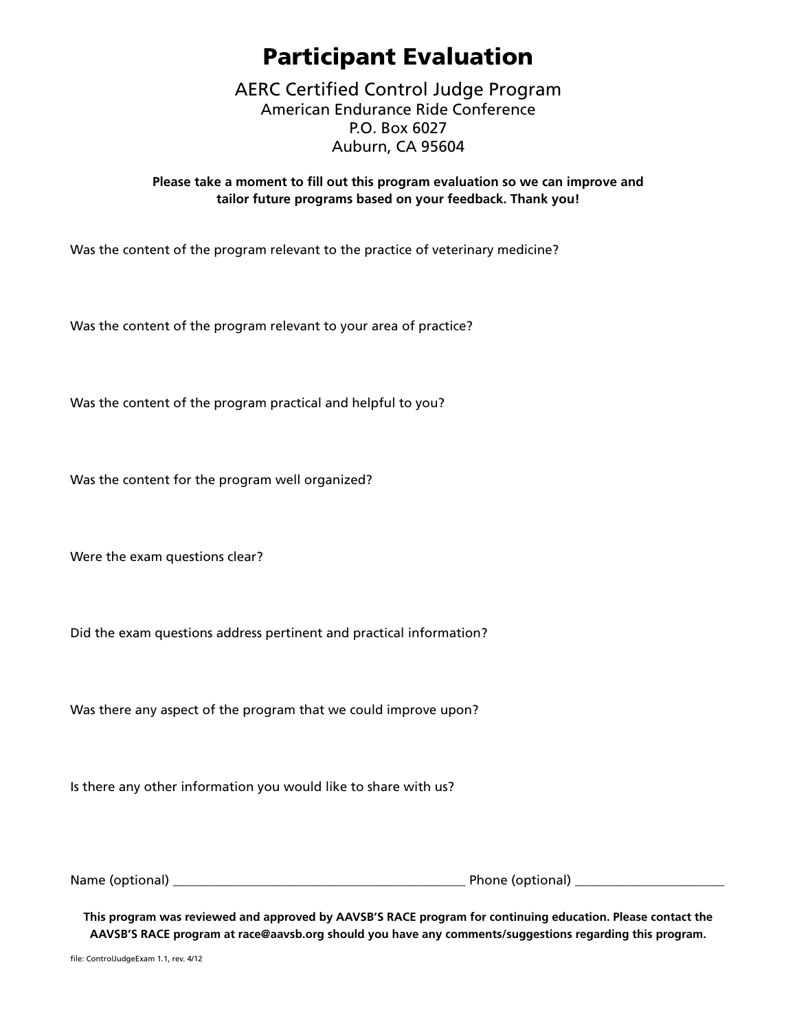# Participant Evaluation

AERC Certified Control Judge Program
American Endurance Ride Conference
P.O. Box 6027
Auburn, CA 95604

**Please take a moment to fill out this program evaluation so we can improve and tailor future programs based on your feedback. Thank you!**

Was the content of the program relevant to the practice of veterinary medicine?

Was the content of the program relevant to your area of practice?

Was the content of the program practical and helpful to you?

Was the content for the program well organized?

Were the exam questions clear?

Did the exam questions address pertinent and practical information?

Was there any aspect of the program that we could improve upon?

Is there any other information you would like to share with us?

Name (optional) _____________________________________________ Phone (optional) _______________________

**This program was reviewed and approved by AAVSB'S RACE program for continuing education. Please contact the AAVSB'S RACE program at race@aavsb.org should you have any comments/suggestions regarding this program.**

file: ControlJudgeExam 1.1, rev. 4/12